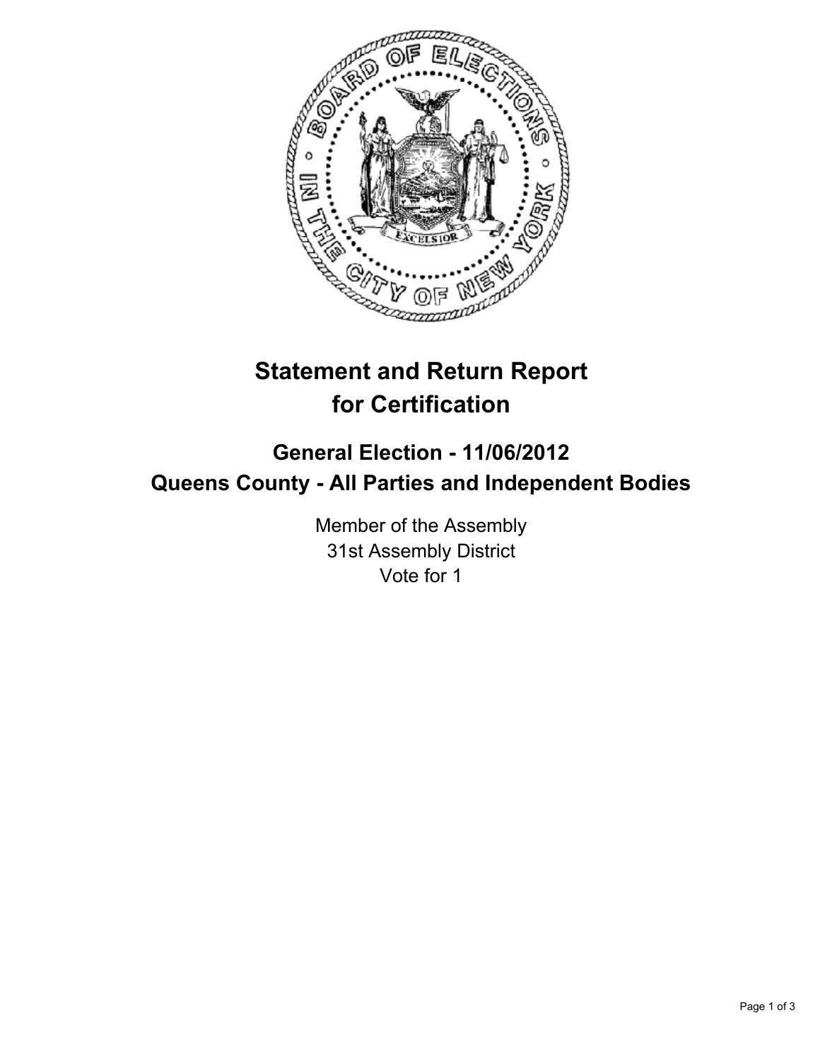# Statement and Return Report for Certification

## General Election - 11/06/2012
## Queens County - All Parties and Independent Bodies

Member of the Assembly
31st Assembly District
Vote for 1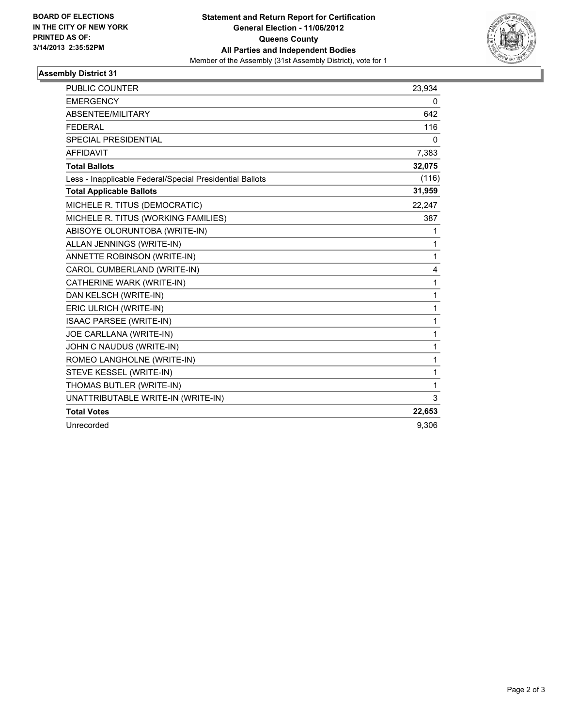**BOARD OF ELECTIONS IN THE CITY OF NEW YORK PRINTED AS OF: 3/14/2013 2:35:52PM**

**Statement and Return Report for Certification**
**General Election - 11/06/2012**
**Queens County**
**All Parties and Independent Bodies**
Member of the Assembly (31st Assembly District), vote for 1

## Assembly District 31

| | |
|---|---|
| PUBLIC COUNTER | 23,934 |
| EMERGENCY | 0 |
| ABSENTEE/MILITARY | 642 |
| FEDERAL | 116 |
| SPECIAL PRESIDENTIAL | 0 |
| AFFIDAVIT | 7,383 |
| **Total Ballots** | **32,075** |
| Less - Inapplicable Federal/Special Presidential Ballots | (116) |
| **Total Applicable Ballots** | **31,959** |
| MICHELE R. TITUS (DEMOCRATIC) | 22,247 |
| MICHELE R. TITUS (WORKING FAMILIES) | 387 |
| ABISOYE OLORUNTOBA (WRITE-IN) | 1 |
| ALLAN JENNINGS (WRITE-IN) | 1 |
| ANNETTE ROBINSON (WRITE-IN) | 1 |
| CAROL CUMBERLAND (WRITE-IN) | 4 |
| CATHERINE WARK (WRITE-IN) | 1 |
| DAN KELSCH (WRITE-IN) | 1 |
| ERIC ULRICH (WRITE-IN) | 1 |
| ISAAC PARSEE (WRITE-IN) | 1 |
| JOE CARLLANA (WRITE-IN) | 1 |
| JOHN C NAUDUS (WRITE-IN) | 1 |
| ROMEO LANGHOLNE (WRITE-IN) | 1 |
| STEVE KESSEL (WRITE-IN) | 1 |
| THOMAS BUTLER (WRITE-IN) | 1 |
| UNATTRIBUTABLE WRITE-IN (WRITE-IN) | 3 |
| **Total Votes** | **22,653** |
| Unrecorded | 9,306 |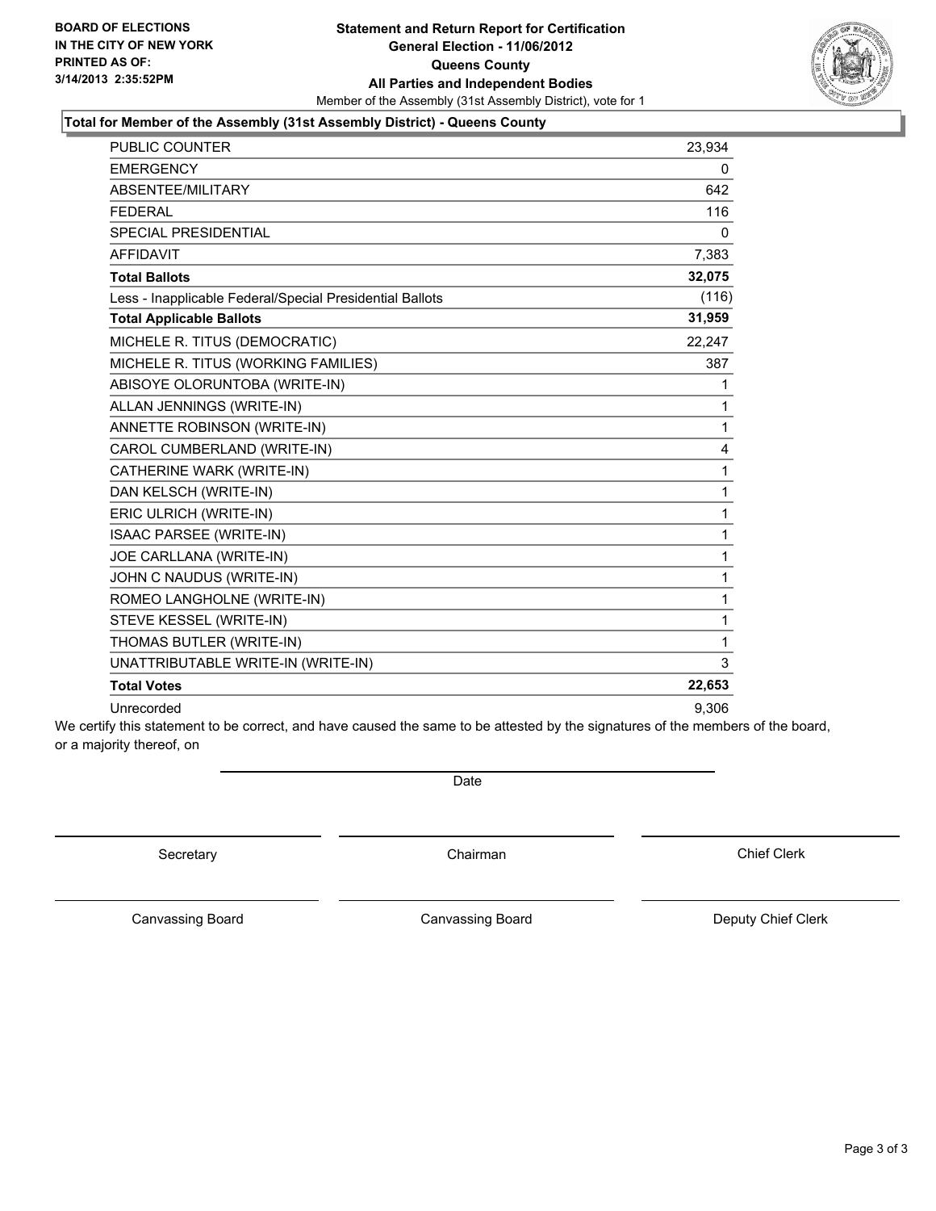**BOARD OF ELECTIONS IN THE CITY OF NEW YORK PRINTED AS OF: 3/14/2013 2:35:52PM**

**Statement and Return Report for Certification**
**General Election - 11/06/2012**
**Queens County**
**All Parties and Independent Bodies**
Member of the Assembly (31st Assembly District), vote for 1

### Total for Member of the Assembly (31st Assembly District) - Queens County

| | |
|---|---|
| PUBLIC COUNTER | 23,934 |
| EMERGENCY | 0 |
| ABSENTEE/MILITARY | 642 |
| FEDERAL | 116 |
| SPECIAL PRESIDENTIAL | 0 |
| AFFIDAVIT | 7,383 |
| **Total Ballots** | **32,075** |
| Less - Inapplicable Federal/Special Presidential Ballots | (116) |
| **Total Applicable Ballots** | **31,959** |
| MICHELE R. TITUS (DEMOCRATIC) | 22,247 |
| MICHELE R. TITUS (WORKING FAMILIES) | 387 |
| ABISOYE OLORUNTOBA (WRITE-IN) | 1 |
| ALLAN JENNINGS (WRITE-IN) | 1 |
| ANNETTE ROBINSON (WRITE-IN) | 1 |
| CAROL CUMBERLAND (WRITE-IN) | 4 |
| CATHERINE WARK (WRITE-IN) | 1 |
| DAN KELSCH (WRITE-IN) | 1 |
| ERIC ULRICH (WRITE-IN) | 1 |
| ISAAC PARSEE (WRITE-IN) | 1 |
| JOE CARLLANA (WRITE-IN) | 1 |
| JOHN C NAUDUS (WRITE-IN) | 1 |
| ROMEO LANGHOLNE (WRITE-IN) | 1 |
| STEVE KESSEL (WRITE-IN) | 1 |
| THOMAS BUTLER (WRITE-IN) | 1 |
| UNATTRIBUTABLE WRITE-IN (WRITE-IN) | 3 |
| **Total Votes** | **22,653** |
| Unrecorded | 9,306 |

We certify this statement to be correct, and have caused the same to be attested by the signatures of the members of the board, or a majority thereof, on

Date

Secretary

Chairman

Chief Clerk

Canvassing Board

Canvassing Board

Deputy Chief Clerk